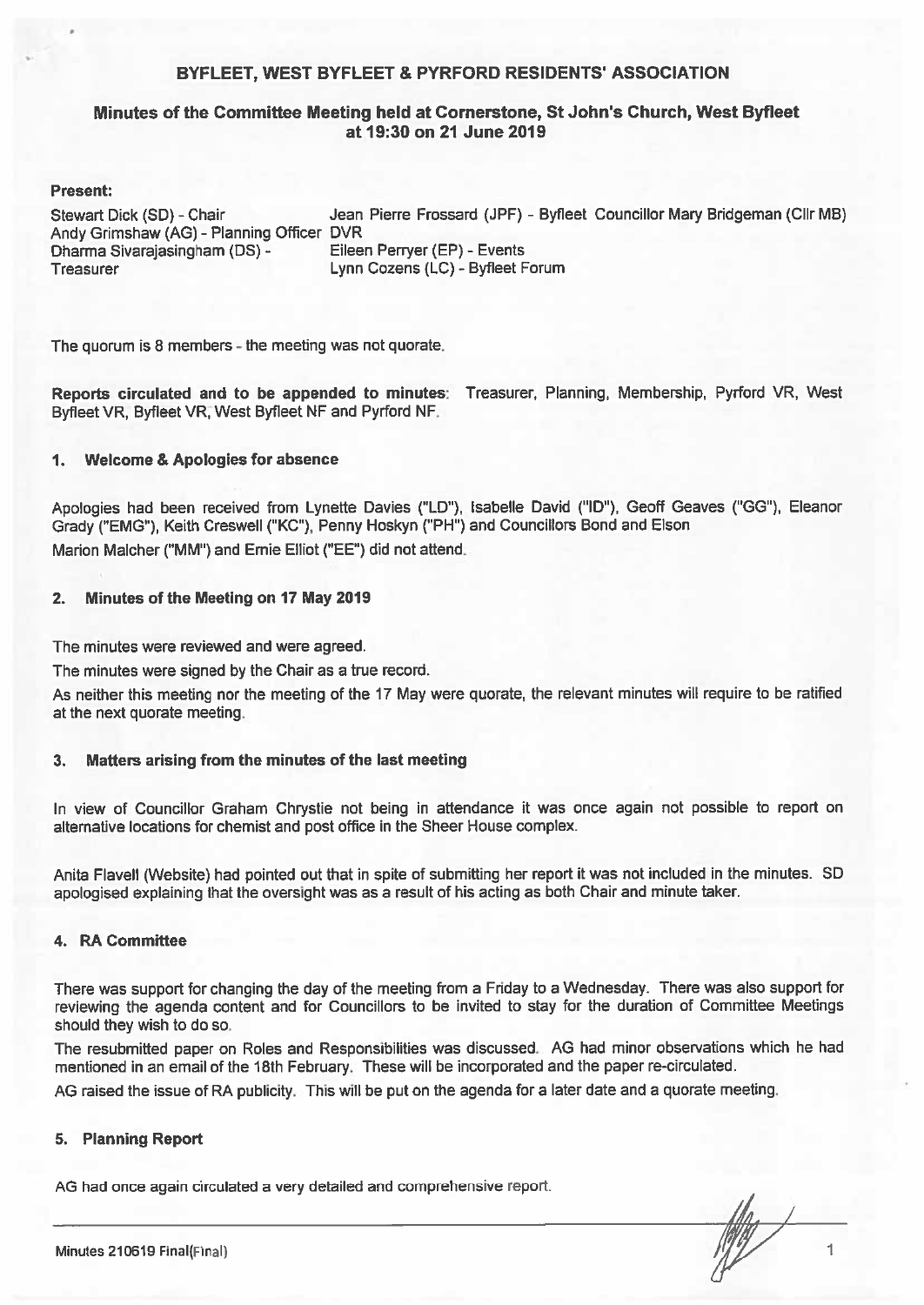# BYFLEET, WEST BYFLEET & PYRFORD RESIDENTS' ASSOCIATION

## Minutes of the Committee Meeting held at Cornerstone, St John's Church, West Byfleet at 19:30 on 21 June 2019

**Present:**

Stewart Dick (SD) - Chair
Andy Grimshaw (AG) - Planning Officer
Dharma Sivarajasingham (DS) - Treasurer
Jean Pierre Frossard (JPF) - Byfleet DVR
Eileen Perryer (EP) - Events
Lynn Cozens (LC) - Byfleet Forum
Councillor Mary Bridgeman (Cllr MB)

The quorum is 8 members - the meeting was not quorate.

**Reports circulated and to be appended to minutes**: Treasurer, Planning, Membership, Pyrford VR, West Byfleet VR, Byfleet VR, West Byfleet NF and Pyrford NF.

### 1. Welcome & Apologies for absence

Apologies had been received from Lynette Davies ("LD"), Isabelle David ("ID"), Geoff Geaves ("GG"), Eleanor Grady ("EMG"), Keith Creswell ("KC"), Penny Hoskyn ("PH") and Councillors Bond and Elson

Marion Malcher ("MM") and Ernie Elliot ("EE") did not attend.

### 2. Minutes of the Meeting on 17 May 2019

The minutes were reviewed and were agreed.

The minutes were signed by the Chair as a true record.

As neither this meeting nor the meeting of the 17 May were quorate, the relevant minutes will require to be ratified at the next quorate meeting.

### 3. Matters arising from the minutes of the last meeting

In view of Councillor Graham Chrystie not being in attendance it was once again not possible to report on alternative locations for chemist and post office in the Sheer House complex.

Anita Flavell (Website) had pointed out that in spite of submitting her report it was not included in the minutes. SD apologised explaining that the oversight was as a result of his acting as both Chair and minute taker.

### 4. RA Committee

There was support for changing the day of the meeting from a Friday to a Wednesday. There was also support for reviewing the agenda content and for Councillors to be invited to stay for the duration of Committee Meetings should they wish to do so.

The resubmitted paper on Roles and Responsibilities was discussed. AG had minor observations which he had mentioned in an email of the 18th February. These will be incorporated and the paper re-circulated.

AG raised the issue of RA publicity. This will be put on the agenda for a later date and a quorate meeting.

### 5. Planning Report

AG had once again circulated a very detailed and comprehensive report.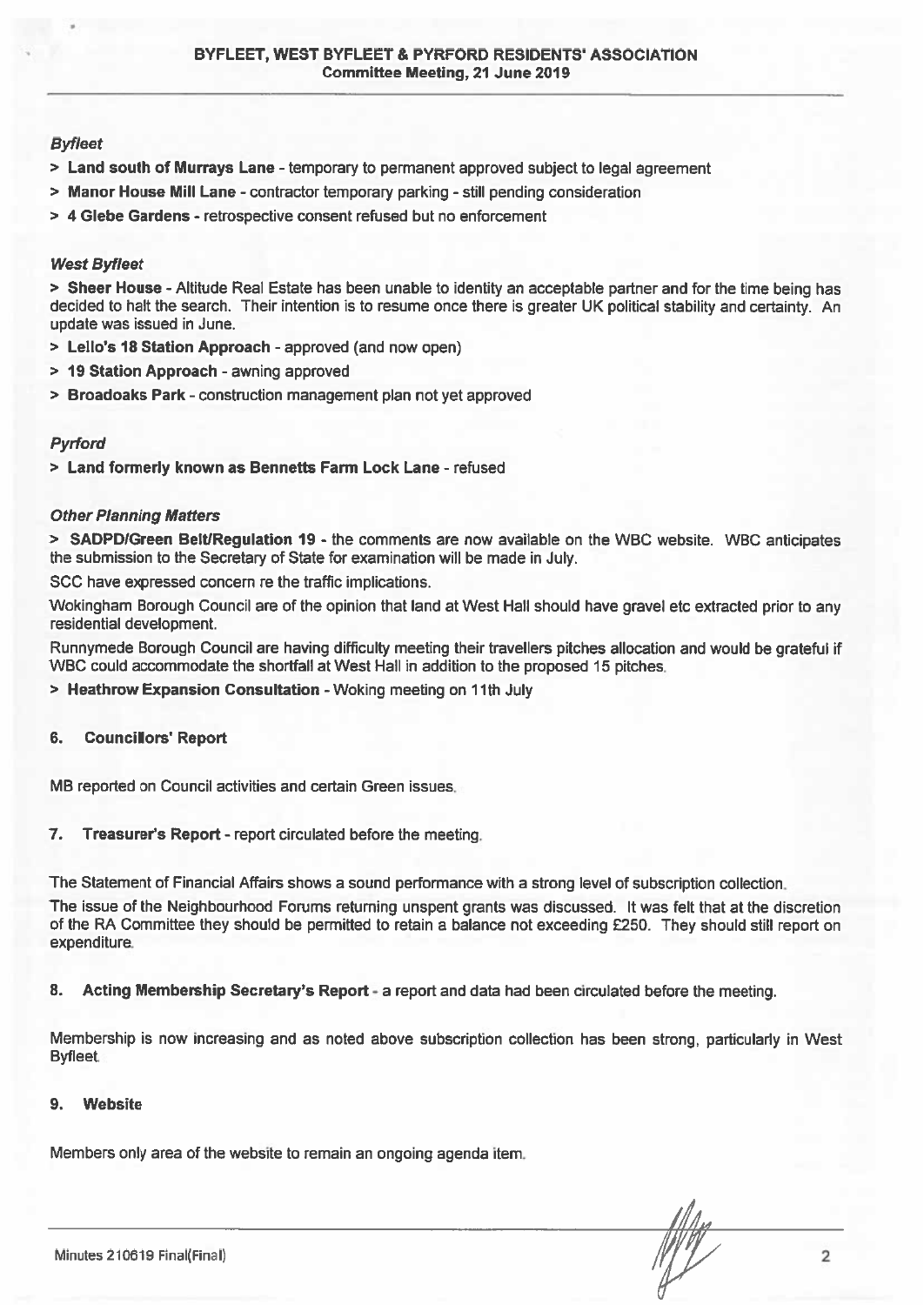*Byfleet*

> **Land south of Murrays Lane** - temporary to permanent approved subject to legal agreement

> **Manor House Mill Lane** - contractor temporary parking - still pending consideration

> **4 Glebe Gardens** - retrospective consent refused but no enforcement

*West Byfleet*

> **Sheer House** - Altitude Real Estate has been unable to identity an acceptable partner and for the time being has decided to halt the search. Their intention is to resume once there is greater UK political stability and certainty. An update was issued in June.

> **Lello's 18 Station Approach** - approved (and now open)

> **19 Station Approach** - awning approved

> **Broadoaks Park** - construction management plan not yet approved

*Pyrford*

> **Land formerly known as Bennetts Farm Lock Lane** - refused

*Other Planning Matters*

> **SADPD/Green Belt/Regulation 19** - the comments are now available on the WBC website. WBC anticipates the submission to the Secretary of State for examination will be made in July.

SCC have expressed concern re the traffic implications.

Wokingham Borough Council are of the opinion that land at West Hall should have gravel etc extracted prior to any residential development.

Runnymede Borough Council are having difficulty meeting their travellers pitches allocation and would be grateful if WBC could accommodate the shortfall at West Hall in addition to the proposed 15 pitches.

> **Heathrow Expansion Consultation** - Woking meeting on 11th July

## 6. Councillors' Report

MB reported on Council activities and certain Green issues.

## 7. Treasurer's Report - report circulated before the meeting.

The Statement of Financial Affairs shows a sound performance with a strong level of subscription collection.

The issue of the Neighbourhood Forums returning unspent grants was discussed. It was felt that at the discretion of the RA Committee they should be permitted to retain a balance not exceeding £250. They should still report on expenditure.

## 8. Acting Membership Secretary's Report - a report and data had been circulated before the meeting.

Membership is now increasing and as noted above subscription collection has been strong, particularly in West Byfleet.

## 9. Website

Members only area of the website to remain an ongoing agenda item.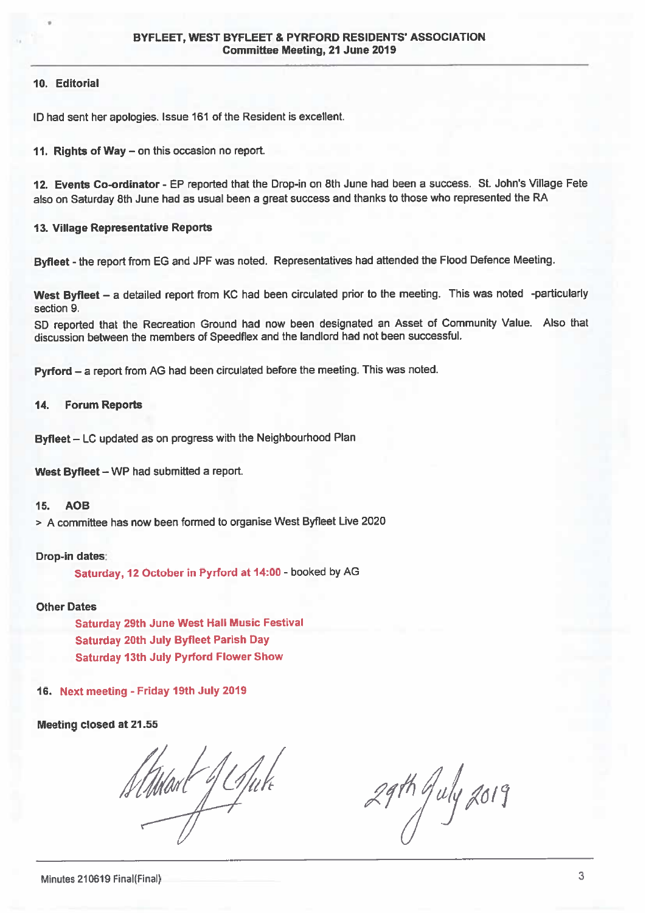**BYFLEET, WEST BYFLEET & PYRFORD RESIDENTS' ASSOCIATION**
**Committee Meeting, 21 June 2019**

### 10. Editorial

ID had sent her apologies. Issue 161 of the Resident is excellent.

**11. Rights of Way** – on this occasion no report.

**12. Events Co-ordinator** - EP reported that the Drop-in on 8th June had been a success. St. John's Village Fete also on Saturday 8th June had as usual been a great success and thanks to those who represented the RA

### 13. Village Representative Reports

**Byfleet** - the report from EG and JPF was noted. Representatives had attended the Flood Defence Meeting.

**West Byfleet** – a detailed report from KC had been circulated prior to the meeting. This was noted -particularly section 9.

SD reported that the Recreation Ground had now been designated an Asset of Community Value. Also that discussion between the members of Speedflex and the landlord had not been successful.

**Pyrford** – a report from AG had been circulated before the meeting. This was noted.

### 14. Forum Reports

**Byfleet** – LC updated as on progress with the Neighbourhood Plan

**West Byfleet** – WP had submitted a report.

### 15. AOB

> A committee has now been formed to organise West Byfleet Live 2020

**Drop-in dates:**

**Saturday, 12 October in Pyrford at 14:00** - booked by AG

**Other Dates**

**Saturday 29th June West Hall Music Festival**
**Saturday 20th July Byfleet Parish Day**
**Saturday 13th July Pyrford Flower Show**

### 16. Next meeting - Friday 19th July 2019

**Meeting closed at 21.55**

[Signature] 29th July 2019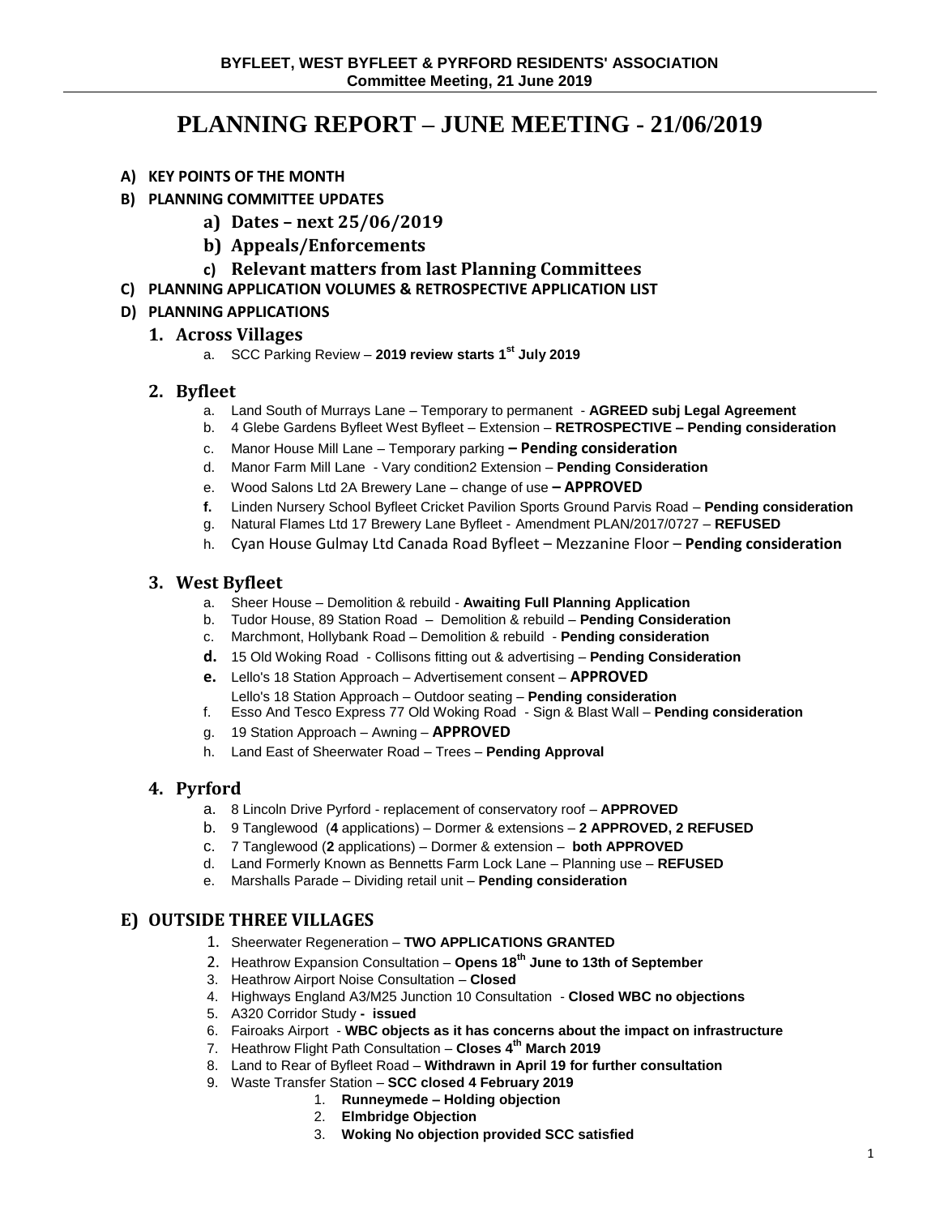# PLANNING REPORT – JUNE MEETING - 21/06/2019

- **A) KEY POINTS OF THE MONTH**
- **B) PLANNING COMMITTEE UPDATES**
  - **a) Dates – next 25/06/2019**
  - **b) Appeals/Enforcements**
  - **c) Relevant matters from last Planning Committees**
- **C) PLANNING APPLICATION VOLUMES & RETROSPECTIVE APPLICATION LIST**
- **D) PLANNING APPLICATIONS**

### 1. Across Villages

a. SCC Parking Review – **2019 review starts 1st July 2019**

### 2. Byfleet

a. Land South of Murrays Lane – Temporary to permanent - **AGREED subj Legal Agreement**
b. 4 Glebe Gardens Byfleet West Byfleet – Extension – **RETROSPECTIVE – Pending consideration**
c. Manor House Mill Lane – Temporary parking **– Pending consideration**
d. Manor Farm Mill Lane - Vary condition2 Extension – **Pending Consideration**
e. Wood Salons Ltd 2A Brewery Lane – change of use **– APPROVED**
**f.** Linden Nursery School Byfleet Cricket Pavilion Sports Ground Parvis Road – **Pending consideration**
g. Natural Flames Ltd 17 Brewery Lane Byfleet - Amendment PLAN/2017/0727 – **REFUSED**
h. Cyan House Gulmay Ltd Canada Road Byfleet – Mezzanine Floor – **Pending consideration**

### 3. West Byfleet

a. Sheer House – Demolition & rebuild - **Awaiting Full Planning Application**
b. Tudor House, 89 Station Road – Demolition & rebuild – **Pending Consideration**
c. Marchmont, Hollybank Road – Demolition & rebuild - **Pending consideration**
**d.** 15 Old Woking Road - Collisons fitting out & advertising – **Pending Consideration**
**e.** Lello's 18 Station Approach – Advertisement consent – **APPROVED**
Lello's 18 Station Approach – Outdoor seating – **Pending consideration**
f. Esso And Tesco Express 77 Old Woking Road - Sign & Blast Wall – **Pending consideration**
g. 19 Station Approach – Awning – **APPROVED**
h. Land East of Sheerwater Road – Trees – **Pending Approval**

### 4. Pyrford

a. 8 Lincoln Drive Pyrford - replacement of conservatory roof – **APPROVED**
b. 9 Tanglewood (**4** applications) – Dormer & extensions – **2 APPROVED, 2 REFUSED**
c. 7 Tanglewood (**2** applications) – Dormer & extension – **both APPROVED**
d. Land Formerly Known as Bennetts Farm Lock Lane – Planning use – **REFUSED**
e. Marshalls Parade – Dividing retail unit – **Pending consideration**

## E) OUTSIDE THREE VILLAGES

1. Sheerwater Regeneration – **TWO APPLICATIONS GRANTED**
2. Heathrow Expansion Consultation – **Opens 18th June to 13th of September**
3. Heathrow Airport Noise Consultation – **Closed**
4. Highways England A3/M25 Junction 10 Consultation - **Closed WBC no objections**
5. A320 Corridor Study **- issued**
6. Fairoaks Airport - **WBC objects as it has concerns about the impact on infrastructure**
7. Heathrow Flight Path Consultation – **Closes 4th March 2019**
8. Land to Rear of Byfleet Road – **Withdrawn in April 19 for further consultation**
9. Waste Transfer Station – **SCC closed 4 February 2019**
   1. **Runneymede – Holding objection**
   2. **Elmbridge Objection**
   3. **Woking No objection provided SCC satisfied**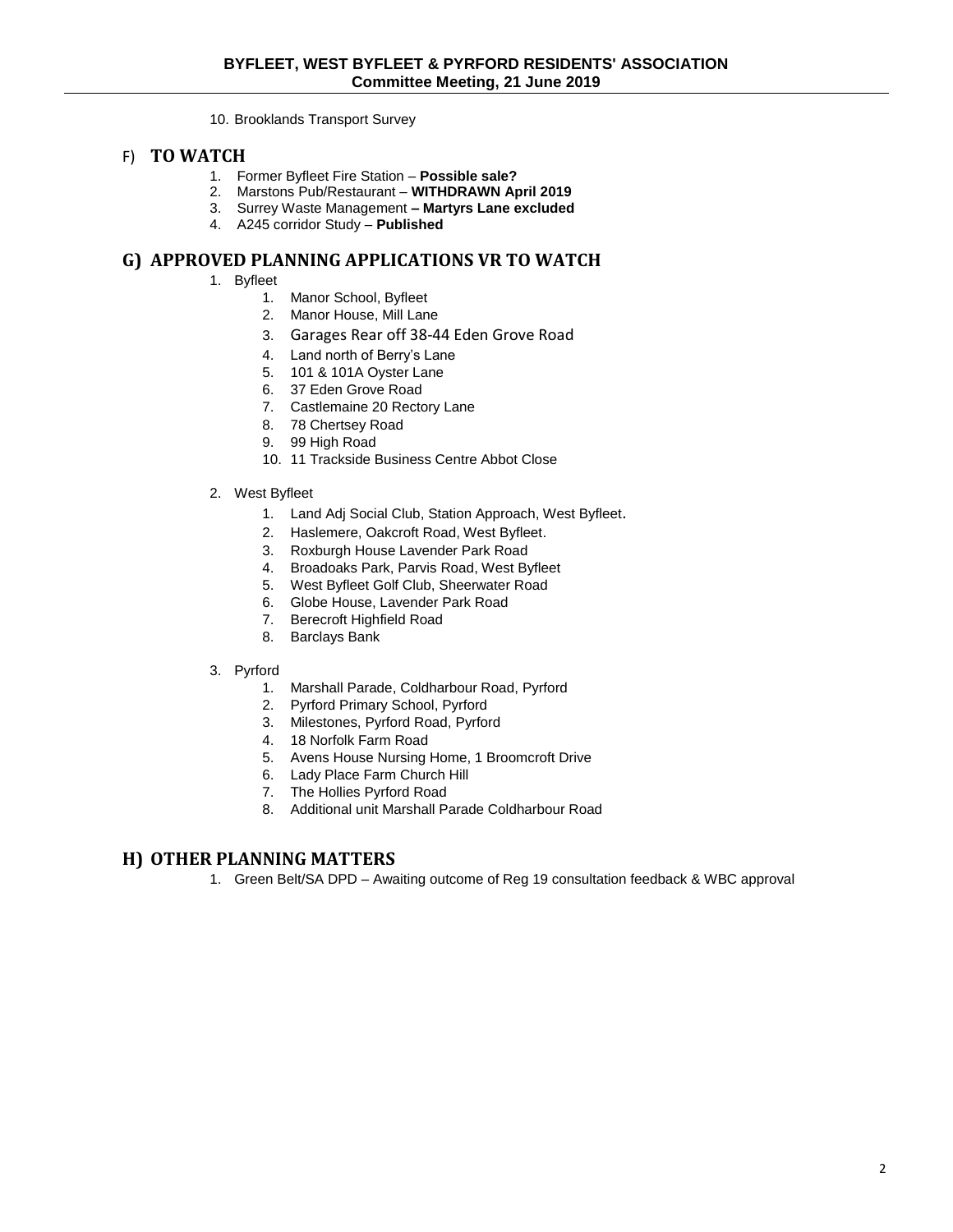10. Brooklands Transport Survey

## F) TO WATCH

1. Former Byfleet Fire Station – **Possible sale?**
2. Marstons Pub/Restaurant – **WITHDRAWN April 2019**
3. Surrey Waste Management **– Martyrs Lane excluded**
4. A245 corridor Study – **Published**

## G) APPROVED PLANNING APPLICATIONS VR TO WATCH

1. Byfleet
    1. Manor School, Byfleet
    2. Manor House, Mill Lane
    3. Garages Rear off 38-44 Eden Grove Road
    4. Land north of Berry's Lane
    5. 101 & 101A Oyster Lane
    6. 37 Eden Grove Road
    7. Castlemaine 20 Rectory Lane
    8. 78 Chertsey Road
    9. 99 High Road
    10. 11 Trackside Business Centre Abbot Close

2. West Byfleet
    1. Land Adj Social Club, Station Approach, West Byfleet.
    2. Haslemere, Oakcroft Road, West Byfleet.
    3. Roxburgh House Lavender Park Road
    4. Broadoaks Park, Parvis Road, West Byfleet
    5. West Byfleet Golf Club, Sheerwater Road
    6. Globe House, Lavender Park Road
    7. Berecroft Highfield Road
    8. Barclays Bank

3. Pyrford
    1. Marshall Parade, Coldharbour Road, Pyrford
    2. Pyrford Primary School, Pyrford
    3. Milestones, Pyrford Road, Pyrford
    4. 18 Norfolk Farm Road
    5. Avens House Nursing Home, 1 Broomcroft Drive
    6. Lady Place Farm Church Hill
    7. The Hollies Pyrford Road
    8. Additional unit Marshall Parade Coldharbour Road

## H) OTHER PLANNING MATTERS

1. Green Belt/SA DPD – Awaiting outcome of Reg 19 consultation feedback & WBC approval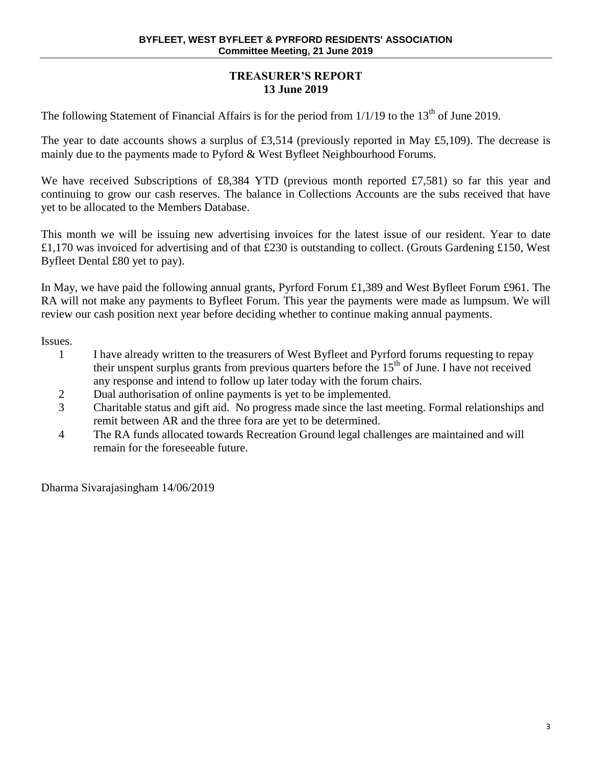## TREASURER'S REPORT
## 13 June 2019

The following Statement of Financial Affairs is for the period from 1/1/19 to the 13th of June 2019.

The year to date accounts shows a surplus of £3,514 (previously reported in May £5,109). The decrease is mainly due to the payments made to Pyford & West Byfleet Neighbourhood Forums.

We have received Subscriptions of £8,384 YTD (previous month reported £7,581) so far this year and continuing to grow our cash reserves. The balance in Collections Accounts are the subs received that have yet to be allocated to the Members Database.

This month we will be issuing new advertising invoices for the latest issue of our resident. Year to date £1,170 was invoiced for advertising and of that £230 is outstanding to collect. (Grouts Gardening £150, West Byfleet Dental £80 yet to pay).

In May, we have paid the following annual grants, Pyrford Forum £1,389 and West Byfleet Forum £961. The RA will not make any payments to Byfleet Forum. This year the payments were made as lumpsum. We will review our cash position next year before deciding whether to continue making annual payments.

Issues.

1. I have already written to the treasurers of West Byfleet and Pyrford forums requesting to repay their unspent surplus grants from previous quarters before the 15th of June. I have not received any response and intend to follow up later today with the forum chairs.
2. Dual authorisation of online payments is yet to be implemented.
3. Charitable status and gift aid. No progress made since the last meeting. Formal relationships and remit between AR and the three fora are yet to be determined.
4. The RA funds allocated towards Recreation Ground legal challenges are maintained and will remain for the foreseeable future.

Dharma Sivarajasingham 14/06/2019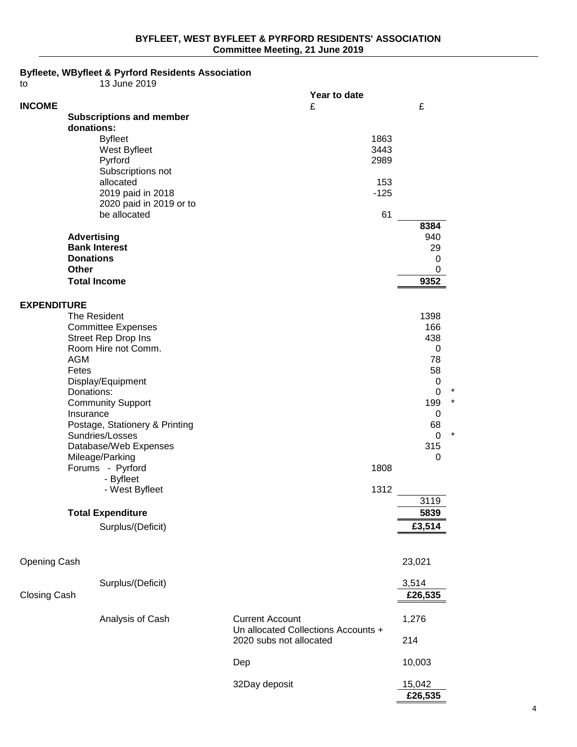**BYFLEET, WEST BYFLEET & PYRFORD RESIDENTS' ASSOCIATION**
**Committee Meeting, 21 June 2019**

**Byfleete, WByfleet & Pyrford Residents Association**
to 13 June 2019

| | | Year to date £ | £ |
|---|---|---|---|
| **INCOME** | | | |
| | **Subscriptions and member donations:** | | |
| | Byfleet | 1863 | |
| | West Byfleet | 3443 | |
| | Pyrford | 2989 | |
| | Subscriptions not allocated | 153 | |
| | 2019 paid in 2018 | -125 | |
| | 2020 paid in 2019 or to be allocated | 61 | |
| | | | **8384** |
| | **Advertising** | | 940 |
| | **Bank Interest** | | 29 |
| | **Donations** | | 0 |
| | **Other** | | 0 |
| | **Total Income** | | **9352** |
| **EXPENDITURE** | | | |
| | The Resident | | 1398 |
| | Committee Expenses | | 166 |
| | Street Rep Drop Ins | | 438 |
| | Room Hire not Comm. | | 0 |
| | AGM | | 78 |
| | Fetes | | 58 |
| | Display/Equipment | | 0 |
| | Donations: | | 0 * |
| | Community Support | | 199 * |
| | Insurance | | 0 |
| | Postage, Stationery & Printing | | 68 |
| | Sundries/Losses | | 0 * |
| | Database/Web Expenses | | 315 |
| | Mileage/Parking | | 0 |
| | Forums - Pyrford | 1808 | |
| | - Byfleet | | |
| | - West Byfleet | 1312 | |
| | | | 3119 |
| | **Total Expenditure** | | **5839** |
| | Surplus/(Deficit) | | **£3,514** |

| | | | |
|---|---|---|---|
| Opening Cash | | | 23,021 |
| | Surplus/(Deficit) | | 3,514 |
| Closing Cash | | | **£26,535** |
| | Analysis of Cash | Current Account | 1,276 |
| | | Un allocated Collections Accounts + 2020 subs not allocated | 214 |
| | | Dep | 10,003 |
| | | 32Day deposit | 15,042 |
| | | | **£26,535** |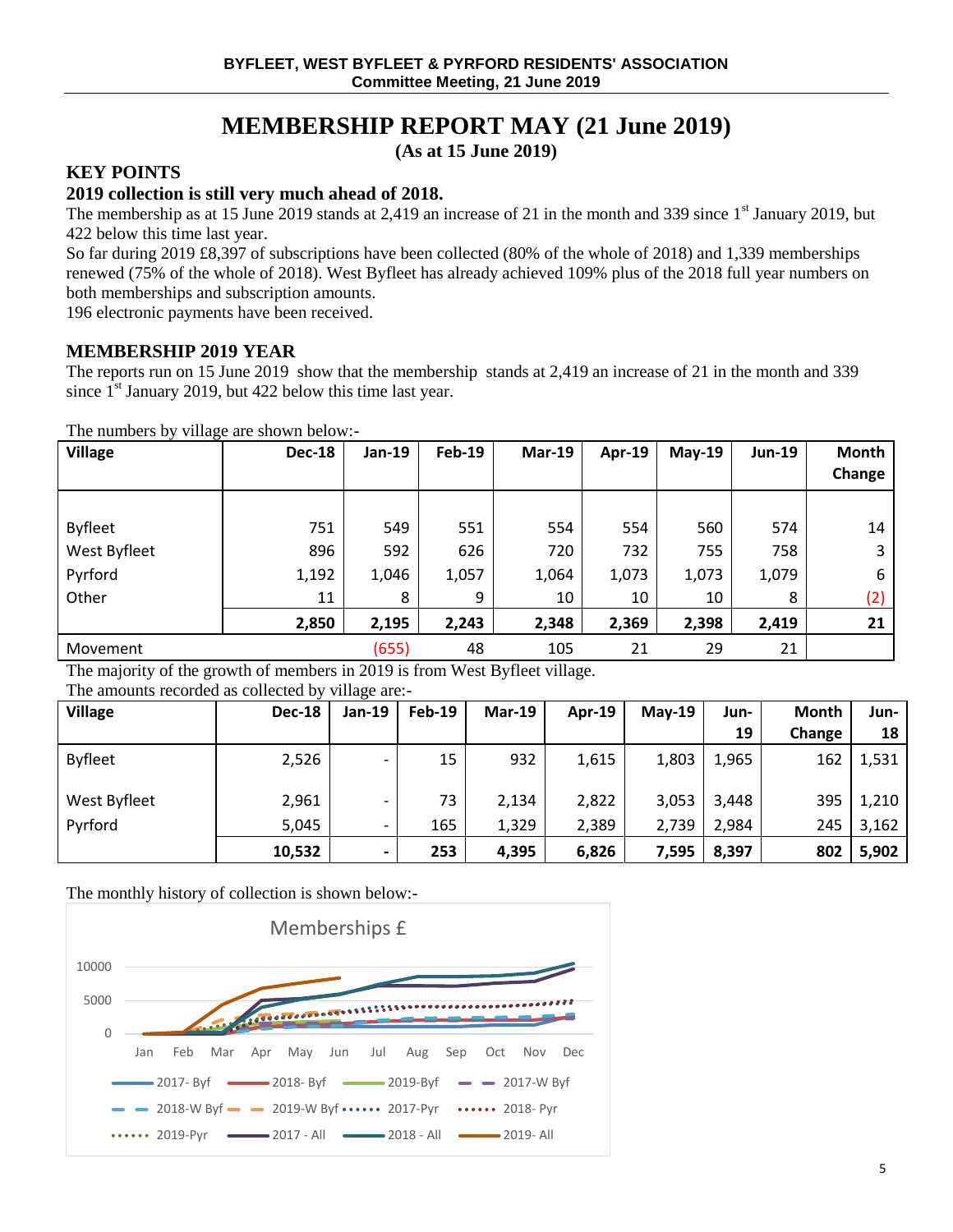BYFLEET, WEST BYFLEET & PYRFORD RESIDENTS' ASSOCIATION
Committee Meeting, 21 June 2019

# MEMBERSHIP REPORT MAY (21 June 2019)

**(As at 15 June 2019)**

## KEY POINTS

**2019 collection is still very much ahead of 2018.**

The membership as at 15 June 2019 stands at 2,419 an increase of 21 in the month and 339 since 1st January 2019, but 422 below this time last year.

So far during 2019 £8,397 of subscriptions have been collected (80% of the whole of 2018) and 1,339 memberships renewed (75% of the whole of 2018). West Byfleet has already achieved 109% plus of the 2018 full year numbers on both memberships and subscription amounts.

196 electronic payments have been received.

## MEMBERSHIP 2019 YEAR

The reports run on 15 June 2019 show that the membership stands at 2,419 an increase of 21 in the month and 339 since 1st January 2019, but 422 below this time last year.

The numbers by village are shown below:-

| Village | Dec-18 | Jan-19 | Feb-19 | Mar-19 | Apr-19 | May-19 | Jun-19 | Month Change |
|---|---|---|---|---|---|---|---|---|
| Byfleet | 751 | 549 | 551 | 554 | 554 | 560 | 574 | 14 |
| West Byfleet | 896 | 592 | 626 | 720 | 732 | 755 | 758 | 3 |
| Pyrford | 1,192 | 1,046 | 1,057 | 1,064 | 1,073 | 1,073 | 1,079 | 6 |
| Other | 11 | 8 | 9 | 10 | 10 | 10 | 8 | (2) |
| | **2,850** | **2,195** | **2,243** | **2,348** | **2,369** | **2,398** | **2,419** | **21** |
| Movement | | (655) | 48 | 105 | 21 | 29 | 21 | |

The majority of the growth of members in 2019 is from West Byfleet village.

The amounts recorded as collected by village are:-

| Village | Dec-18 | Jan-19 | Feb-19 | Mar-19 | Apr-19 | May-19 | Jun-19 | Month Change | Jun-18 |
|---|---|---|---|---|---|---|---|---|---|
| Byfleet | 2,526 | - | 15 | 932 | 1,615 | 1,803 | 1,965 | 162 | 1,531 |
| West Byfleet | 2,961 | - | 73 | 2,134 | 2,822 | 3,053 | 3,448 | 395 | 1,210 |
| Pyrford | 5,045 | - | 165 | 1,329 | 2,389 | 2,739 | 2,984 | 245 | 3,162 |
| | **10,532** | **-** | **253** | **4,395** | **6,826** | **7,595** | **8,397** | **802** | **5,902** |

The monthly history of collection is shown below:-

Memberships £

10000
5000
0

Jan Feb Mar Apr May Jun Jul Aug Sep Oct Nov Dec

2017- Byf, 2018- Byf, 2019-Byf, 2017-W Byf, 2018-W Byf, 2019-W Byf, 2017-Pyr, 2018- Pyr, 2019-Pyr, 2017 - All, 2018 - All, 2019- All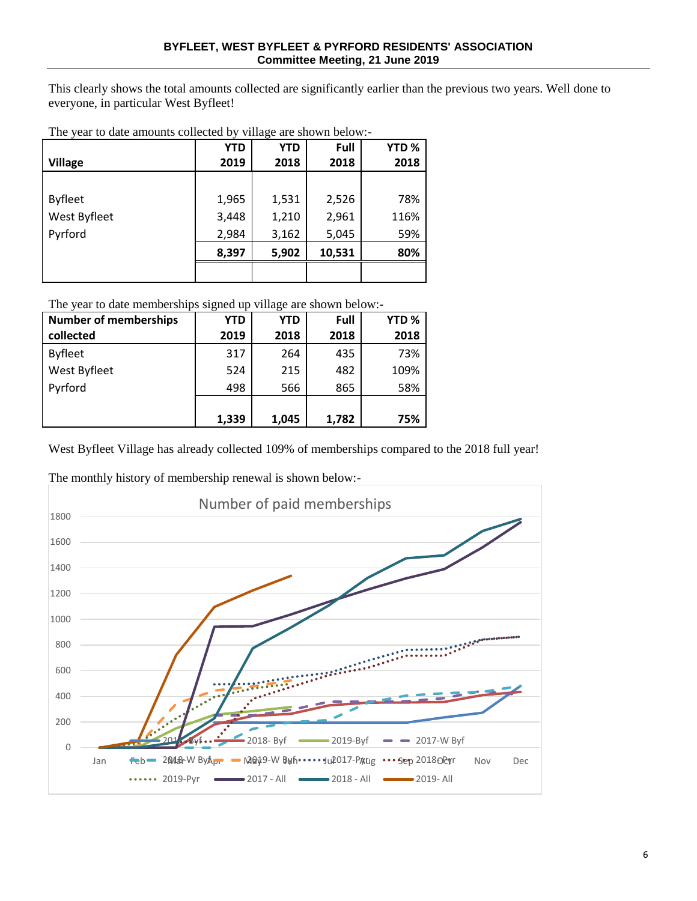This clearly shows the total amounts collected are significantly earlier than the previous two years. Well done to everyone, in particular West Byfleet!

The year to date amounts collected by village are shown below:-

| Village | YTD 2019 | YTD 2018 | Full 2018 | YTD % 2018 |
|---|---|---|---|---|
| Byfleet | 1,965 | 1,531 | 2,526 | 78% |
| West Byfleet | 3,448 | 1,210 | 2,961 | 116% |
| Pyrford | 2,984 | 3,162 | 5,045 | 59% |
| | **8,397** | **5,902** | **10,531** | **80%** |

The year to date memberships signed up village are shown below:-

| Number of memberships collected | YTD 2019 | YTD 2018 | Full 2018 | YTD % 2018 |
|---|---|---|---|---|
| Byfleet | 317 | 264 | 435 | 73% |
| West Byfleet | 524 | 215 | 482 | 109% |
| Pyrford | 498 | 566 | 865 | 58% |
| | **1,339** | **1,045** | **1,782** | **75%** |

West Byfleet Village has already collected 109% of memberships compared to the 2018 full year!

The monthly history of membership renewal is shown below:-

Number of paid memberships

1800
1600
1400
1200
1000
800
600
400
200
0

Jan Feb Mar Apr May Jun Jul Aug Sep Oct Nov Dec

2017-Byf, 2018- Byf, 2019-Byf, 2017-W Byf, 2018-W Byf, 2019-W Byf, 2017-Pyr, 2018-Pyr, 2019-Pyr, 2017 - All, 2018 - All, 2019- All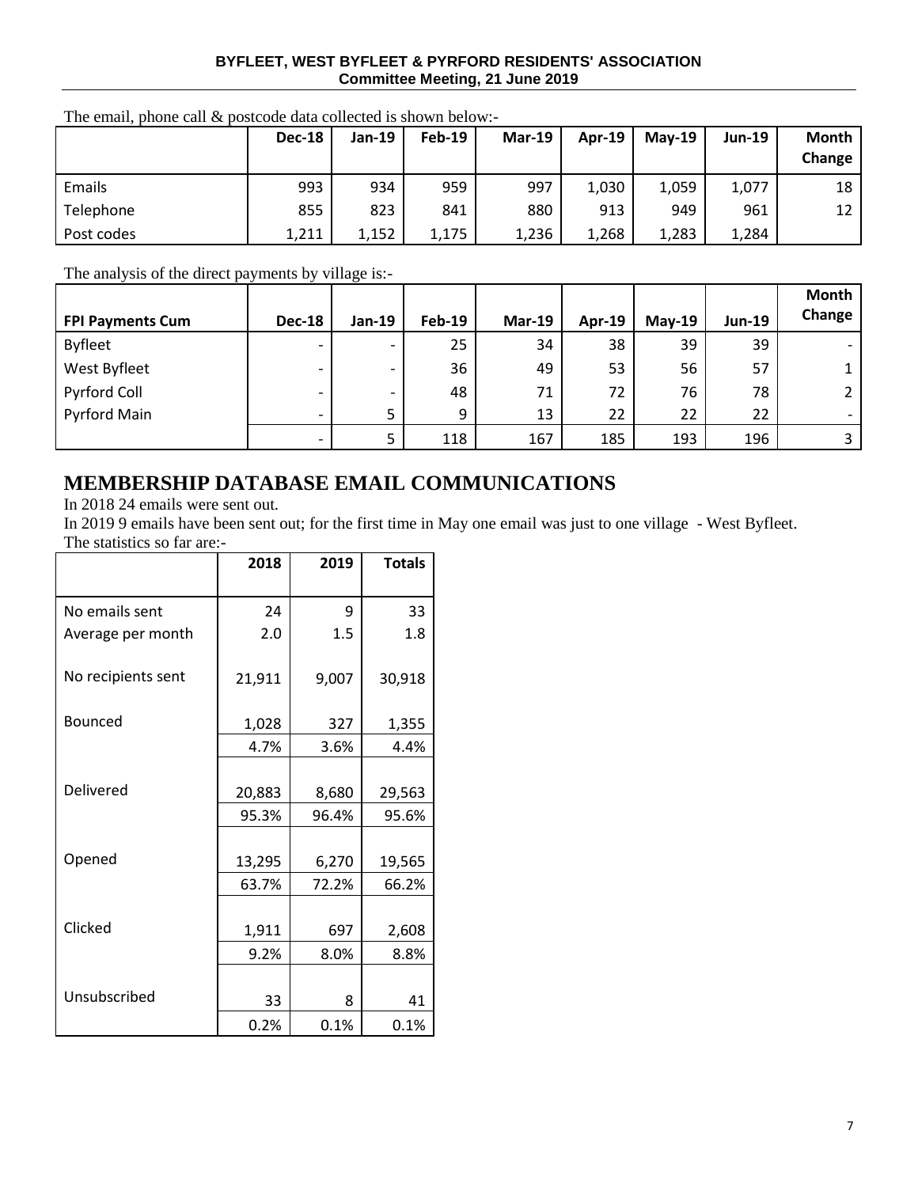**BYFLEET, WEST BYFLEET & PYRFORD RESIDENTS' ASSOCIATION**
**Committee Meeting, 21 June 2019**

The email, phone call & postcode data collected is shown below:-

| | Dec-18 | Jan-19 | Feb-19 | Mar-19 | Apr-19 | May-19 | Jun-19 | Month Change |
|---|---|---|---|---|---|---|---|---|
| Emails | 993 | 934 | 959 | 997 | 1,030 | 1,059 | 1,077 | 18 |
| Telephone | 855 | 823 | 841 | 880 | 913 | 949 | 961 | 12 |
| Post codes | 1,211 | 1,152 | 1,175 | 1,236 | 1,268 | 1,283 | 1,284 | |

The analysis of the direct payments by village is:-

| FPI Payments Cum | Dec-18 | Jan-19 | Feb-19 | Mar-19 | Apr-19 | May-19 | Jun-19 | Month Change |
|---|---|---|---|---|---|---|---|---|
| Byfleet | - | - | 25 | 34 | 38 | 39 | 39 | - |
| West Byfleet | - | - | 36 | 49 | 53 | 56 | 57 | 1 |
| Pyrford Coll | - | - | 48 | 71 | 72 | 76 | 78 | 2 |
| Pyrford Main | - | 5 | 9 | 13 | 22 | 22 | 22 | - |
| | - | 5 | 118 | 167 | 185 | 193 | 196 | 3 |

# MEMBERSHIP DATABASE EMAIL COMMUNICATIONS

In 2018 24 emails were sent out.
In 2019 9 emails have been sent out; for the first time in May one email was just to one village - West Byfleet.
The statistics so far are:-

| | 2018 | 2019 | Totals |
|---|---|---|---|
| No emails sent | 24 | 9 | 33 |
| Average per month | 2.0 | 1.5 | 1.8 |
| No recipients sent | 21,911 | 9,007 | 30,918 |
| Bounced | 1,028 | 327 | 1,355 |
| | 4.7% | 3.6% | 4.4% |
| Delivered | 20,883 | 8,680 | 29,563 |
| | 95.3% | 96.4% | 95.6% |
| Opened | 13,295 | 6,270 | 19,565 |
| | 63.7% | 72.2% | 66.2% |
| Clicked | 1,911 | 697 | 2,608 |
| | 9.2% | 8.0% | 8.8% |
| Unsubscribed | 33 | 8 | 41 |
| | 0.2% | 0.1% | 0.1% |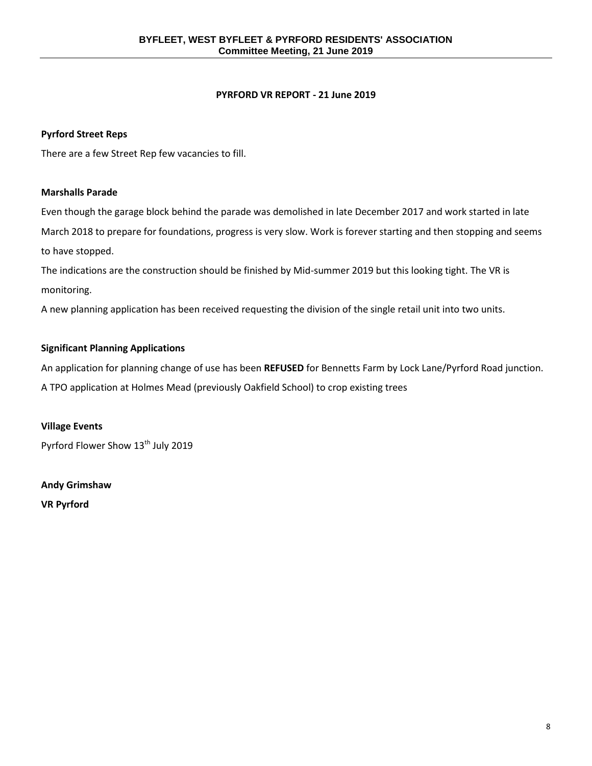# PYRFORD VR REPORT - 21 June 2019

**Pyrford Street Reps**

There are a few Street Rep few vacancies to fill.

**Marshalls Parade**

Even though the garage block behind the parade was demolished in late December 2017 and work started in late March 2018 to prepare for foundations, progress is very slow. Work is forever starting and then stopping and seems to have stopped.

The indications are the construction should be finished by Mid-summer 2019 but this looking tight. The VR is monitoring.

A new planning application has been received requesting the division of the single retail unit into two units.

**Significant Planning Applications**

An application for planning change of use has been **REFUSED** for Bennetts Farm by Lock Lane/Pyrford Road junction.

A TPO application at Holmes Mead (previously Oakfield School) to crop existing trees

**Village Events**

Pyrford Flower Show 13th July 2019

**Andy Grimshaw**

**VR Pyrford**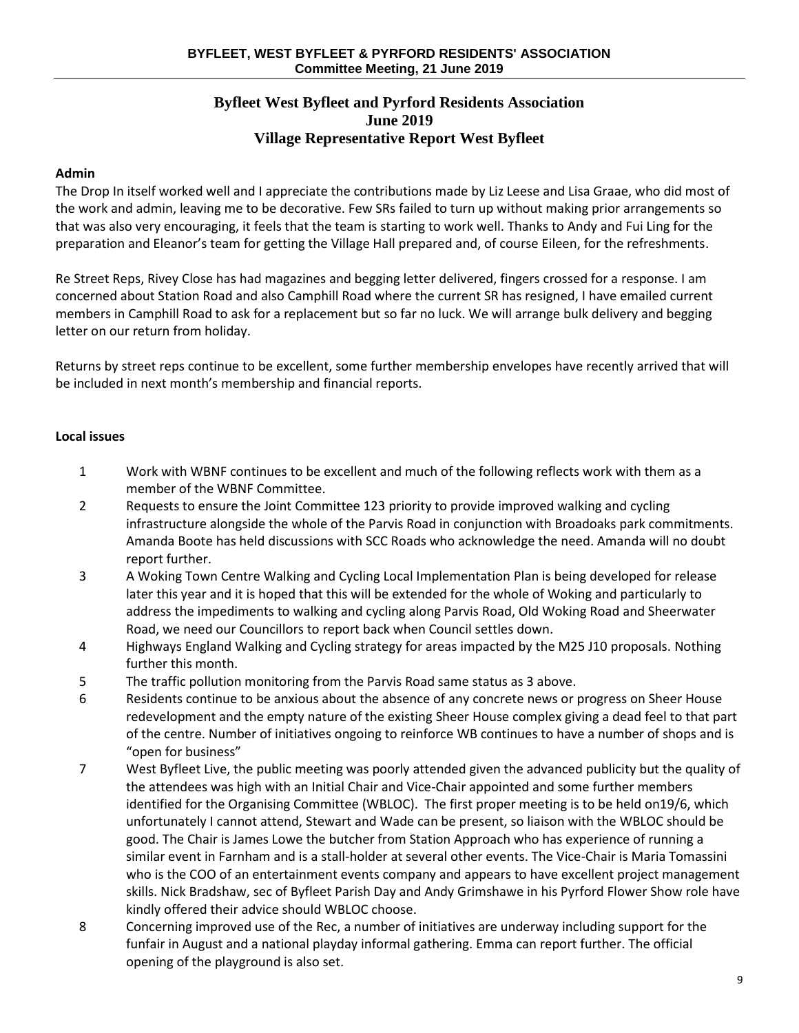# Byfleet West Byfleet and Pyrford Residents Association
## June 2019
## Village Representative Report West Byfleet

**Admin**

The Drop In itself worked well and I appreciate the contributions made by Liz Leese and Lisa Graae, who did most of the work and admin, leaving me to be decorative. Few SRs failed to turn up without making prior arrangements so that was also very encouraging, it feels that the team is starting to work well. Thanks to Andy and Fui Ling for the preparation and Eleanor's team for getting the Village Hall prepared and, of course Eileen, for the refreshments.

Re Street Reps, Rivey Close has had magazines and begging letter delivered, fingers crossed for a response. I am concerned about Station Road and also Camphill Road where the current SR has resigned, I have emailed current members in Camphill Road to ask for a replacement but so far no luck. We will arrange bulk delivery and begging letter on our return from holiday.

Returns by street reps continue to be excellent, some further membership envelopes have recently arrived that will be included in next month's membership and financial reports.

**Local issues**

1. Work with WBNF continues to be excellent and much of the following reflects work with them as a member of the WBNF Committee.
2. Requests to ensure the Joint Committee 123 priority to provide improved walking and cycling infrastructure alongside the whole of the Parvis Road in conjunction with Broadoaks park commitments. Amanda Boote has held discussions with SCC Roads who acknowledge the need. Amanda will no doubt report further.
3. A Woking Town Centre Walking and Cycling Local Implementation Plan is being developed for release later this year and it is hoped that this will be extended for the whole of Woking and particularly to address the impediments to walking and cycling along Parvis Road, Old Woking Road and Sheerwater Road, we need our Councillors to report back when Council settles down.
4. Highways England Walking and Cycling strategy for areas impacted by the M25 J10 proposals. Nothing further this month.
5. The traffic pollution monitoring from the Parvis Road same status as 3 above.
6. Residents continue to be anxious about the absence of any concrete news or progress on Sheer House redevelopment and the empty nature of the existing Sheer House complex giving a dead feel to that part of the centre. Number of initiatives ongoing to reinforce WB continues to have a number of shops and is "open for business"
7. West Byfleet Live, the public meeting was poorly attended given the advanced publicity but the quality of the attendees was high with an Initial Chair and Vice-Chair appointed and some further members identified for the Organising Committee (WBLOC). The first proper meeting is to be held on19/6, which unfortunately I cannot attend, Stewart and Wade can be present, so liaison with the WBLOC should be good. The Chair is James Lowe the butcher from Station Approach who has experience of running a similar event in Farnham and is a stall-holder at several other events. The Vice-Chair is Maria Tomassini who is the COO of an entertainment events company and appears to have excellent project management skills. Nick Bradshaw, sec of Byfleet Parish Day and Andy Grimshawe in his Pyrford Flower Show role have kindly offered their advice should WBLOC choose.
8. Concerning improved use of the Rec, a number of initiatives are underway including support for the funfair in August and a national playday informal gathering. Emma can report further. The official opening of the playground is also set.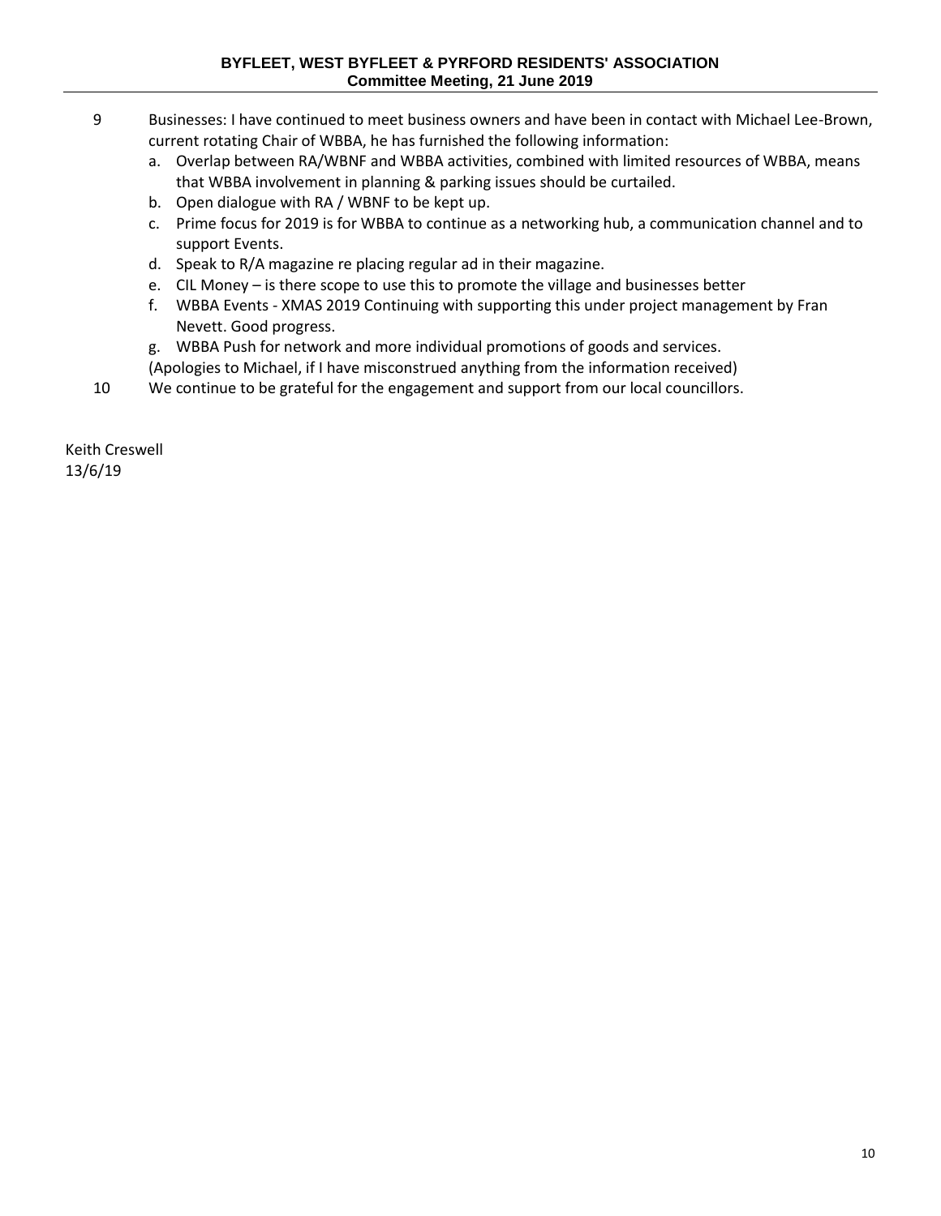9. Businesses: I have continued to meet business owners and have been in contact with Michael Lee-Brown, current rotating Chair of WBBA, he has furnished the following information:
   a. Overlap between RA/WBNF and WBBA activities, combined with limited resources of WBBA, means that WBBA involvement in planning & parking issues should be curtailed.
   b. Open dialogue with RA / WBNF to be kept up.
   c. Prime focus for 2019 is for WBBA to continue as a networking hub, a communication channel and to support Events.
   d. Speak to R/A magazine re placing regular ad in their magazine.
   e. CIL Money – is there scope to use this to promote the village and businesses better
   f. WBBA Events - XMAS 2019 Continuing with supporting this under project management by Fran Nevett. Good progress.
   g. WBBA Push for network and more individual promotions of goods and services.

   (Apologies to Michael, if I have misconstrued anything from the information received)
10. We continue to be grateful for the engagement and support from our local councillors.

Keith Creswell
13/6/19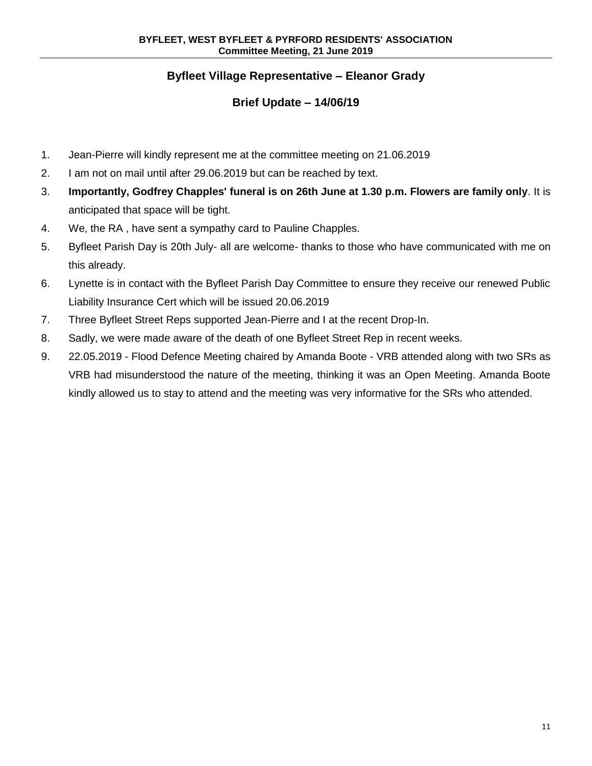## Byfleet Village Representative – Eleanor Grady

## Brief Update – 14/06/19

1. Jean-Pierre will kindly represent me at the committee meeting on 21.06.2019
2. I am not on mail until after 29.06.2019 but can be reached by text.
3. **Importantly, Godfrey Chapples' funeral is on 26th June at 1.30 p.m. Flowers are family only**. It is anticipated that space will be tight.
4. We, the RA , have sent a sympathy card to Pauline Chapples.
5. Byfleet Parish Day is 20th July- all are welcome- thanks to those who have communicated with me on this already.
6. Lynette is in contact with the Byfleet Parish Day Committee to ensure they receive our renewed Public Liability Insurance Cert which will be issued 20.06.2019
7. Three Byfleet Street Reps supported Jean-Pierre and I at the recent Drop-In.
8. Sadly, we were made aware of the death of one Byfleet Street Rep in recent weeks.
9. 22.05.2019 - Flood Defence Meeting chaired by Amanda Boote - VRB attended along with two SRs as VRB had misunderstood the nature of the meeting, thinking it was an Open Meeting. Amanda Boote kindly allowed us to stay to attend and the meeting was very informative for the SRs who attended.